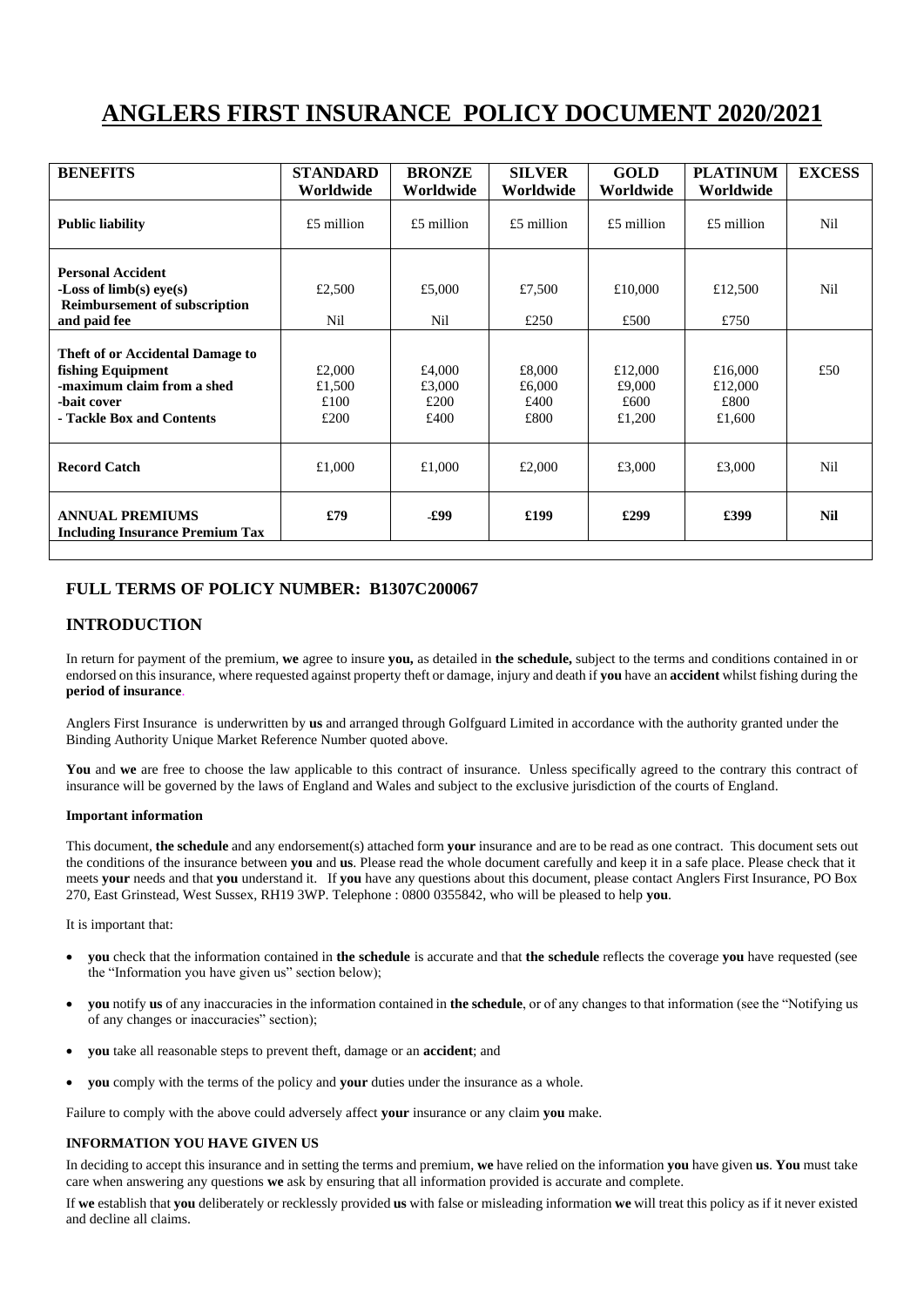# ANGLERS FIRST INSURANCE POLICY DOCUMENT 2020/2021

| BENEFITS | STANDARD Worldwide | BRONZE Worldwide | SILVER Worldwide | GOLD Worldwide | PLATINUM Worldwide | EXCESS |
|---|---|---|---|---|---|---|
| **Public liability** | £5 million | £5 million | £5 million | £5 million | £5 million | Nil |
| **Personal Accident**<br>**-Loss of limb(s) eye(s)**<br>**Reimbursement of subscription and paid fee** | £2,500<br><br>Nil | £5,000<br><br>Nil | £7,500<br><br>£250 | £10,000<br><br>£500 | £12,500<br><br>£750 | Nil |
| **Theft of or Accidental Damage to fishing Equipment**<br>**-maximum claim from a shed**<br>**-bait cover**<br>**- Tackle Box and Contents** | £2,000<br>£1,500<br>£100<br>£200 | £4,000<br>£3,000<br>£200<br>£400 | £8,000<br>£6,000<br>£400<br>£800 | £12,000<br>£9,000<br>£600<br>£1,200 | £16,000<br>£12,000<br>£800<br>£1,600 | £50 |
| **Record Catch** | £1,000 | £1,000 | £2,000 | £3,000 | £3,000 | Nil |
| **ANNUAL PREMIUMS Including Insurance Premium Tax** | **£79** | **-£99** | **£199** | **£299** | **£399** | **Nil** |

## FULL TERMS OF POLICY NUMBER: B1307C200067

## INTRODUCTION

In return for payment of the premium, **we** agree to insure **you,** as detailed in **the schedule,** subject to the terms and conditions contained in or endorsed on this insurance, where requested against property theft or damage, injury and death if **you** have an **accident** whilst fishing during the **period of insurance**.

Anglers First Insurance is underwritten by **us** and arranged through Golfguard Limited in accordance with the authority granted under the Binding Authority Unique Market Reference Number quoted above.

**You** and **we** are free to choose the law applicable to this contract of insurance. Unless specifically agreed to the contrary this contract of insurance will be governed by the laws of England and Wales and subject to the exclusive jurisdiction of the courts of England.

### Important information

This document, **the schedule** and any endorsement(s) attached form **your** insurance and are to be read as one contract. This document sets out the conditions of the insurance between **you** and **us**. Please read the whole document carefully and keep it in a safe place. Please check that it meets **your** needs and that **you** understand it. If **you** have any questions about this document, please contact Anglers First Insurance, PO Box 270, East Grinstead, West Sussex, RH19 3WP. Telephone : 0800 0355842, who will be pleased to help **you**.

It is important that:

- **you** check that the information contained in **the schedule** is accurate and that **the schedule** reflects the coverage **you** have requested (see the "Information you have given us" section below);
- **you** notify **us** of any inaccuracies in the information contained in **the schedule**, or of any changes to that information (see the "Notifying us of any changes or inaccuracies" section);
- **you** take all reasonable steps to prevent theft, damage or an **accident**; and
- **you** comply with the terms of the policy and **your** duties under the insurance as a whole.

Failure to comply with the above could adversely affect **your** insurance or any claim **you** make.

### INFORMATION YOU HAVE GIVEN US

In deciding to accept this insurance and in setting the terms and premium, **we** have relied on the information **you** have given **us**. **You** must take care when answering any questions **we** ask by ensuring that all information provided is accurate and complete.

If **we** establish that **you** deliberately or recklessly provided **us** with false or misleading information **we** will treat this policy as if it never existed and decline all claims.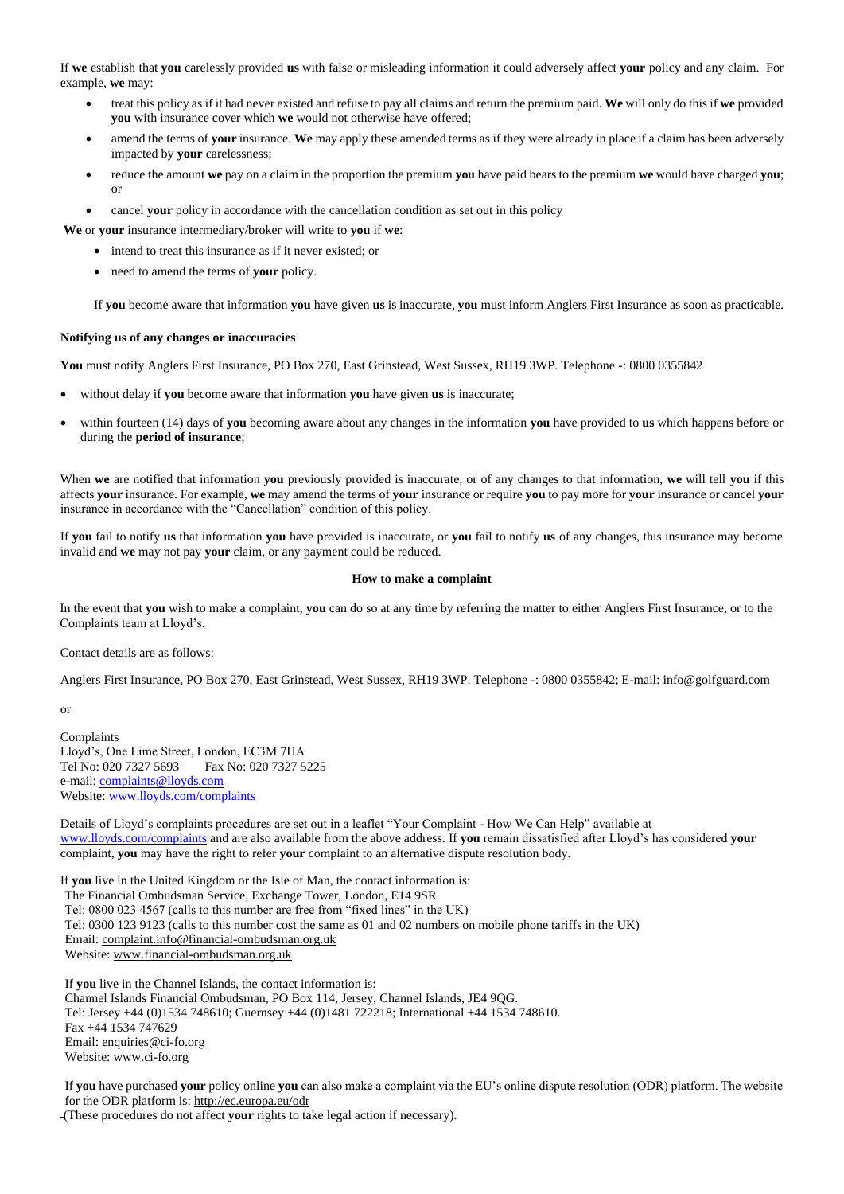If **we** establish that **you** carelessly provided **us** with false or misleading information it could adversely affect **your** policy and any claim. For example, **we** may:

- treat this policy as if it had never existed and refuse to pay all claims and return the premium paid. **We** will only do this if **we** provided **you** with insurance cover which **we** would not otherwise have offered;
- amend the terms of **your** insurance. **We** may apply these amended terms as if they were already in place if a claim has been adversely impacted by **your** carelessness;
- reduce the amount **we** pay on a claim in the proportion the premium **you** have paid bears to the premium **we** would have charged **you**; or
- cancel **your** policy in accordance with the cancellation condition as set out in this policy

**We** or **your** insurance intermediary/broker will write to **you** if **we**:

- intend to treat this insurance as if it never existed; or
- need to amend the terms of **your** policy.

If **you** become aware that information **you** have given **us** is inaccurate, **you** must inform Anglers First Insurance as soon as practicable.

**Notifying us of any changes or inaccuracies**

**You** must notify Anglers First Insurance, PO Box 270, East Grinstead, West Sussex, RH19 3WP. Telephone -: 0800 0355842

- without delay if **you** become aware that information **you** have given **us** is inaccurate;
- within fourteen (14) days of **you** becoming aware about any changes in the information **you** have provided to **us** which happens before or during the **period of insurance**;

When **we** are notified that information **you** previously provided is inaccurate, or of any changes to that information, **we** will tell **you** if this affects **your** insurance. For example, **we** may amend the terms of **your** insurance or require **you** to pay more for **your** insurance or cancel **your** insurance in accordance with the "Cancellation" condition of this policy.

If **you** fail to notify **us** that information **you** have provided is inaccurate, or **you** fail to notify **us** of any changes, this insurance may become invalid and **we** may not pay **your** claim, or any payment could be reduced.

## How to make a complaint

In the event that **you** wish to make a complaint, **you** can do so at any time by referring the matter to either Anglers First Insurance, or to the Complaints team at Lloyd's.

Contact details are as follows:

Anglers First Insurance, PO Box 270, East Grinstead, West Sussex, RH19 3WP. Telephone -: 0800 0355842; E-mail: info@golfguard.com

or

Complaints
Lloyd's, One Lime Street, London, EC3M 7HA
Tel No: 020 7327 5693 Fax No: 020 7327 5225
e-mail: complaints@lloyds.com
Website: www.lloyds.com/complaints

Details of Lloyd's complaints procedures are set out in a leaflet "Your Complaint - How We Can Help" available at www.lloyds.com/complaints and are also available from the above address. If **you** remain dissatisfied after Lloyd's has considered **your** complaint, **you** may have the right to refer **your** complaint to an alternative dispute resolution body.

If **you** live in the United Kingdom or the Isle of Man, the contact information is:
The Financial Ombudsman Service, Exchange Tower, London, E14 9SR
Tel: 0800 023 4567 (calls to this number are free from "fixed lines" in the UK)
Tel: 0300 123 9123 (calls to this number cost the same as 01 and 02 numbers on mobile phone tariffs in the UK)
Email: complaint.info@financial-ombudsman.org.uk
Website: www.financial-ombudsman.org.uk

If **you** live in the Channel Islands, the contact information is:
Channel Islands Financial Ombudsman, PO Box 114, Jersey, Channel Islands, JE4 9QG.
Tel: Jersey +44 (0)1534 748610; Guernsey +44 (0)1481 722218; International +44 1534 748610.
Fax +44 1534 747629
Email: enquiries@ci-fo.org
Website: www.ci-fo.org

If **you** have purchased **your** policy online **you** can also make a complaint via the EU's online dispute resolution (ODR) platform. The website for the ODR platform is: http://ec.europa.eu/odr
(These procedures do not affect **your** rights to take legal action if necessary).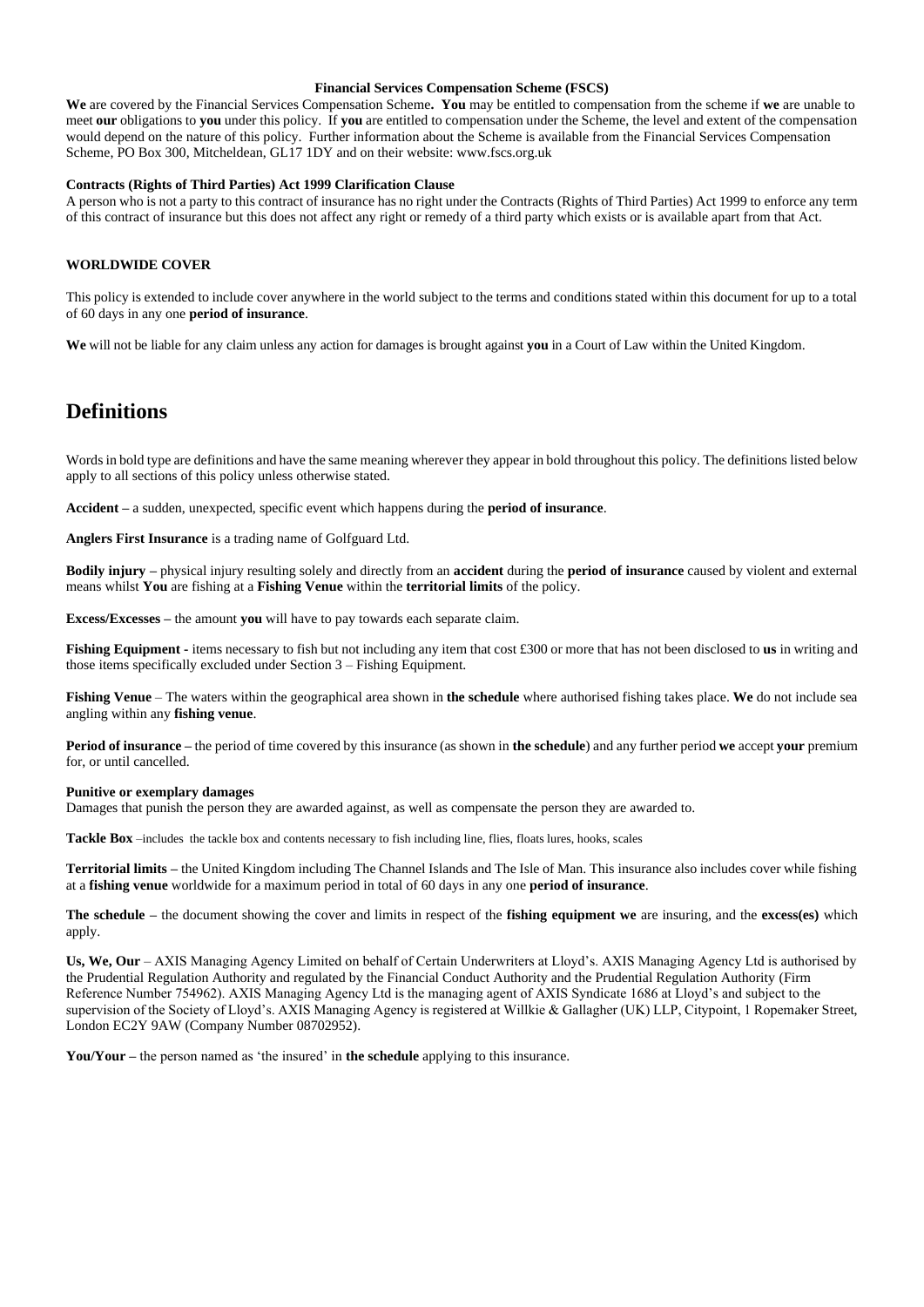**Financial Services Compensation Scheme (FSCS)**

**We** are covered by the Financial Services Compensation Scheme**. You** may be entitled to compensation from the scheme if **we** are unable to meet **our** obligations to **you** under this policy. If **you** are entitled to compensation under the Scheme, the level and extent of the compensation would depend on the nature of this policy. Further information about the Scheme is available from the Financial Services Compensation Scheme, PO Box 300, Mitcheldean, GL17 1DY and on their website: www.fscs.org.uk

**Contracts (Rights of Third Parties) Act 1999 Clarification Clause**

A person who is not a party to this contract of insurance has no right under the Contracts (Rights of Third Parties) Act 1999 to enforce any term of this contract of insurance but this does not affect any right or remedy of a third party which exists or is available apart from that Act.

**WORLDWIDE COVER**

This policy is extended to include cover anywhere in the world subject to the terms and conditions stated within this document for up to a total of 60 days in any one **period of insurance**.

**We** will not be liable for any claim unless any action for damages is brought against **you** in a Court of Law within the United Kingdom.

# Definitions

Words in bold type are definitions and have the same meaning wherever they appear in bold throughout this policy. The definitions listed below apply to all sections of this policy unless otherwise stated.

**Accident –** a sudden, unexpected, specific event which happens during the **period of insurance**.

**Anglers First Insurance** is a trading name of Golfguard Ltd.

**Bodily injury –** physical injury resulting solely and directly from an **accident** during the **period of insurance** caused by violent and external means whilst **You** are fishing at a **Fishing Venue** within the **territorial limits** of the policy.

**Excess/Excesses –** the amount **you** will have to pay towards each separate claim.

**Fishing Equipment -** items necessary to fish but not including any item that cost £300 or more that has not been disclosed to **us** in writing and those items specifically excluded under Section 3 – Fishing Equipment.

**Fishing Venue** – The waters within the geographical area shown in **the schedule** where authorised fishing takes place. **We** do not include sea angling within any **fishing venue**.

**Period of insurance –** the period of time covered by this insurance (as shown in **the schedule**) and any further period **we** accept **your** premium for, or until cancelled.

**Punitive or exemplary damages**

Damages that punish the person they are awarded against, as well as compensate the person they are awarded to.

**Tackle Box** –includes the tackle box and contents necessary to fish including line, flies, floats lures, hooks, scales

**Territorial limits –** the United Kingdom including The Channel Islands and The Isle of Man. This insurance also includes cover while fishing at a **fishing venue** worldwide for a maximum period in total of 60 days in any one **period of insurance**.

**The schedule –** the document showing the cover and limits in respect of the **fishing equipment we** are insuring, and the **excess(es)** which apply.

**Us, We, Our** – AXIS Managing Agency Limited on behalf of Certain Underwriters at Lloyd's. AXIS Managing Agency Ltd is authorised by the Prudential Regulation Authority and regulated by the Financial Conduct Authority and the Prudential Regulation Authority (Firm Reference Number 754962). AXIS Managing Agency Ltd is the managing agent of AXIS Syndicate 1686 at Lloyd's and subject to the supervision of the Society of Lloyd's. AXIS Managing Agency is registered at Willkie & Gallagher (UK) LLP, Citypoint, 1 Ropemaker Street, London EC2Y 9AW (Company Number 08702952).

**You/Your –** the person named as 'the insured' in **the schedule** applying to this insurance.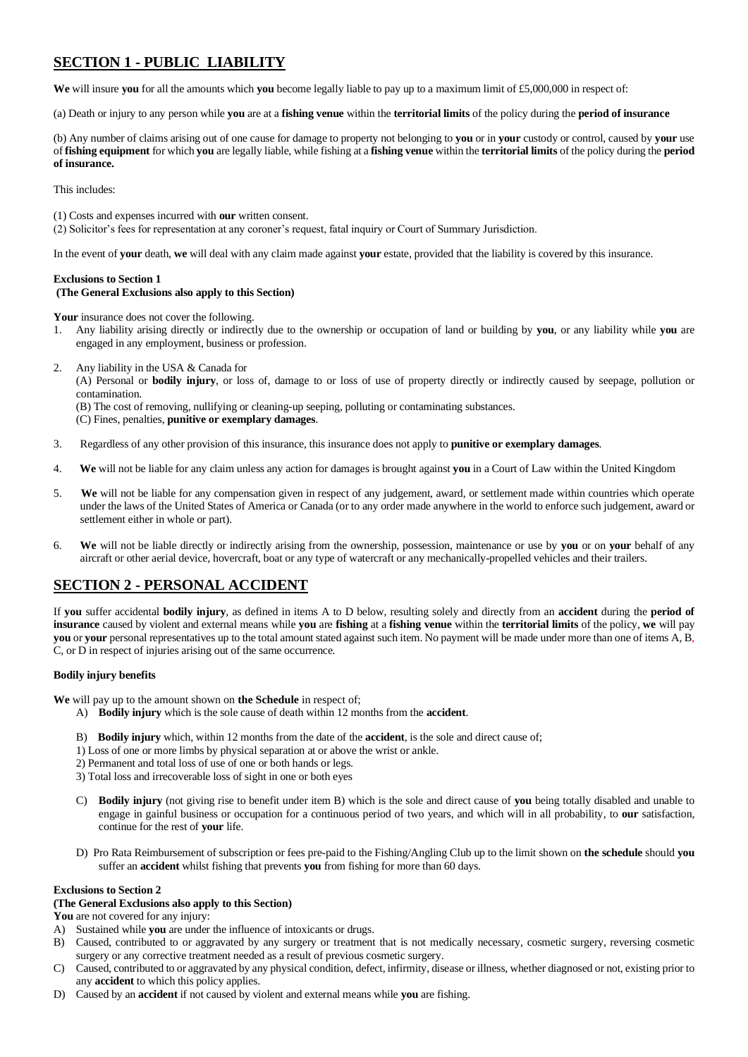## SECTION 1 - PUBLIC LIABILITY

**We** will insure **you** for all the amounts which **you** become legally liable to pay up to a maximum limit of £5,000,000 in respect of:

(a) Death or injury to any person while **you** are at a **fishing venue** within the **territorial limits** of the policy during the **period of insurance**

(b) Any number of claims arising out of one cause for damage to property not belonging to **you** or in **your** custody or control, caused by **your** use of **fishing equipment** for which **you** are legally liable, while fishing at a **fishing venue** within the **territorial limits** of the policy during the **period of insurance.**

This includes:

(1) Costs and expenses incurred with **our** written consent.
(2) Solicitor's fees for representation at any coroner's request, fatal inquiry or Court of Summary Jurisdiction.

In the event of **your** death, **we** will deal with any claim made against **your** estate, provided that the liability is covered by this insurance.

**Exclusions to Section 1**
**(The General Exclusions also apply to this Section)**

**Your** insurance does not cover the following.

1. Any liability arising directly or indirectly due to the ownership or occupation of land or building by **you**, or any liability while **you** are engaged in any employment, business or profession.
2. Any liability in the USA & Canada for
   (A) Personal or **bodily injury**, or loss of, damage to or loss of use of property directly or indirectly caused by seepage, pollution or contamination.
   (B) The cost of removing, nullifying or cleaning-up seeping, polluting or contaminating substances.
   (C) Fines, penalties, **punitive or exemplary damages**.
3. Regardless of any other provision of this insurance, this insurance does not apply to **punitive or exemplary damages**.
4. **We** will not be liable for any claim unless any action for damages is brought against **you** in a Court of Law within the United Kingdom
5. **We** will not be liable for any compensation given in respect of any judgement, award, or settlement made within countries which operate under the laws of the United States of America or Canada (or to any order made anywhere in the world to enforce such judgement, award or settlement either in whole or part).
6. **We** will not be liable directly or indirectly arising from the ownership, possession, maintenance or use by **you** or on **your** behalf of any aircraft or other aerial device, hovercraft, boat or any type of watercraft or any mechanically-propelled vehicles and their trailers.

## SECTION 2 - PERSONAL ACCIDENT

If **you** suffer accidental **bodily injury**, as defined in items A to D below, resulting solely and directly from an **accident** during the **period of insurance** caused by violent and external means while **you** are **fishing** at a **fishing venue** within the **territorial limits** of the policy, **we** will pay **you** or **your** personal representatives up to the total amount stated against such item. No payment will be made under more than one of items A, B, C, or D in respect of injuries arising out of the same occurrence.

**Bodily injury benefits**

**We** will pay up to the amount shown on **the Schedule** in respect of;

A) **Bodily injury** which is the sole cause of death within 12 months from the **accident**.

B) **Bodily injury** which, within 12 months from the date of the **accident**, is the sole and direct cause of;
1) Loss of one or more limbs by physical separation at or above the wrist or ankle.
2) Permanent and total loss of use of one or both hands or legs.
3) Total loss and irrecoverable loss of sight in one or both eyes

C) **Bodily injury** (not giving rise to benefit under item B) which is the sole and direct cause of **you** being totally disabled and unable to engage in gainful business or occupation for a continuous period of two years, and which will in all probability, to **our** satisfaction, continue for the rest of **your** life.

D) Pro Rata Reimbursement of subscription or fees pre-paid to the Fishing/Angling Club up to the limit shown on **the schedule** should **you** suffer an **accident** whilst fishing that prevents **you** from fishing for more than 60 days.

**Exclusions to Section 2**
**(The General Exclusions also apply to this Section)**

**You** are not covered for any injury:

A) Sustained while **you** are under the influence of intoxicants or drugs.
B) Caused, contributed to or aggravated by any surgery or treatment that is not medically necessary, cosmetic surgery, reversing cosmetic surgery or any corrective treatment needed as a result of previous cosmetic surgery.
C) Caused, contributed to or aggravated by any physical condition, defect, infirmity, disease or illness, whether diagnosed or not, existing prior to any **accident** to which this policy applies.
D) Caused by an **accident** if not caused by violent and external means while **you** are fishing.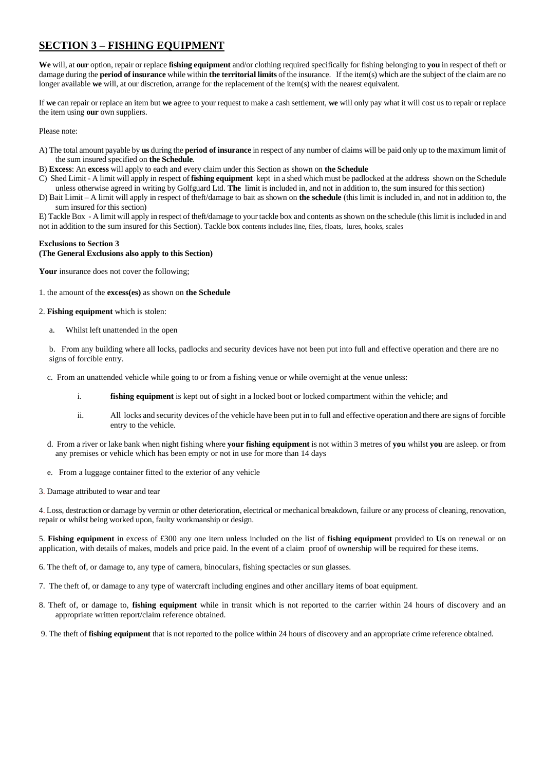## SECTION 3 – FISHING EQUIPMENT

**We** will, at **our** option, repair or replace **fishing equipment** and/or clothing required specifically for fishing belonging to **you** in respect of theft or damage during the **period of insurance** while within **the territorial limits** of the insurance. If the item(s) which are the subject of the claim are no longer available **we** will, at our discretion, arrange for the replacement of the item(s) with the nearest equivalent.

If **we** can repair or replace an item but **we** agree to your request to make a cash settlement, **we** will only pay what it will cost us to repair or replace the item using **our** own suppliers.

Please note:

A) The total amount payable by **us** during the **period of insurance** in respect of any number of claims will be paid only up to the maximum limit of the sum insured specified on **the Schedule**.

B) **Excess**: An **excess** will apply to each and every claim under this Section as shown on **the Schedule**

C) Shed Limit - A limit will apply in respect of **fishing equipment** kept in a shed which must be padlocked at the address shown on the Schedule unless otherwise agreed in writing by Golfguard Ltd. **The** limit is included in, and not in addition to, the sum insured for this section)

D) Bait Limit – A limit will apply in respect of theft/damage to bait as shown on **the schedule** (this limit is included in, and not in addition to, the sum insured for this section)

E) Tackle Box - A limit will apply in respect of theft/damage to your tackle box and contents as shown on the schedule (this limit is included in and not in addition to the sum insured for this Section). Tackle box contents includes line, flies, floats, lures, hooks, scales

**Exclusions to Section 3**
**(The General Exclusions also apply to this Section)**

**Your** insurance does not cover the following;

1. the amount of the **excess(es)** as shown on **the Schedule**

2. **Fishing equipment** which is stolen:

   a. Whilst left unattended in the open

   b. From any building where all locks, padlocks and security devices have not been put into full and effective operation and there are no signs of forcible entry.

   c. From an unattended vehicle while going to or from a fishing venue or while overnight at the venue unless:

      i. **fishing equipment** is kept out of sight in a locked boot or locked compartment within the vehicle; and

      ii. All locks and security devices of the vehicle have been put in to full and effective operation and there are signs of forcible entry to the vehicle.

   d. From a river or lake bank when night fishing where **your fishing equipment** is not within 3 metres of **you** whilst **you** are asleep. or from any premises or vehicle which has been empty or not in use for more than 14 days

   e. From a luggage container fitted to the exterior of any vehicle

3. Damage attributed to wear and tear

4. Loss, destruction or damage by vermin or other deterioration, electrical or mechanical breakdown, failure or any process of cleaning, renovation, repair or whilst being worked upon, faulty workmanship or design.

5. **Fishing equipment** in excess of £300 any one item unless included on the list of **fishing equipment** provided to **Us** on renewal or on application, with details of makes, models and price paid. In the event of a claim proof of ownership will be required for these items.

6. The theft of, or damage to, any type of camera, binoculars, fishing spectacles or sun glasses.

7. The theft of, or damage to any type of watercraft including engines and other ancillary items of boat equipment.

8. Theft of, or damage to, **fishing equipment** while in transit which is not reported to the carrier within 24 hours of discovery and an appropriate written report/claim reference obtained.

9. The theft of **fishing equipment** that is not reported to the police within 24 hours of discovery and an appropriate crime reference obtained.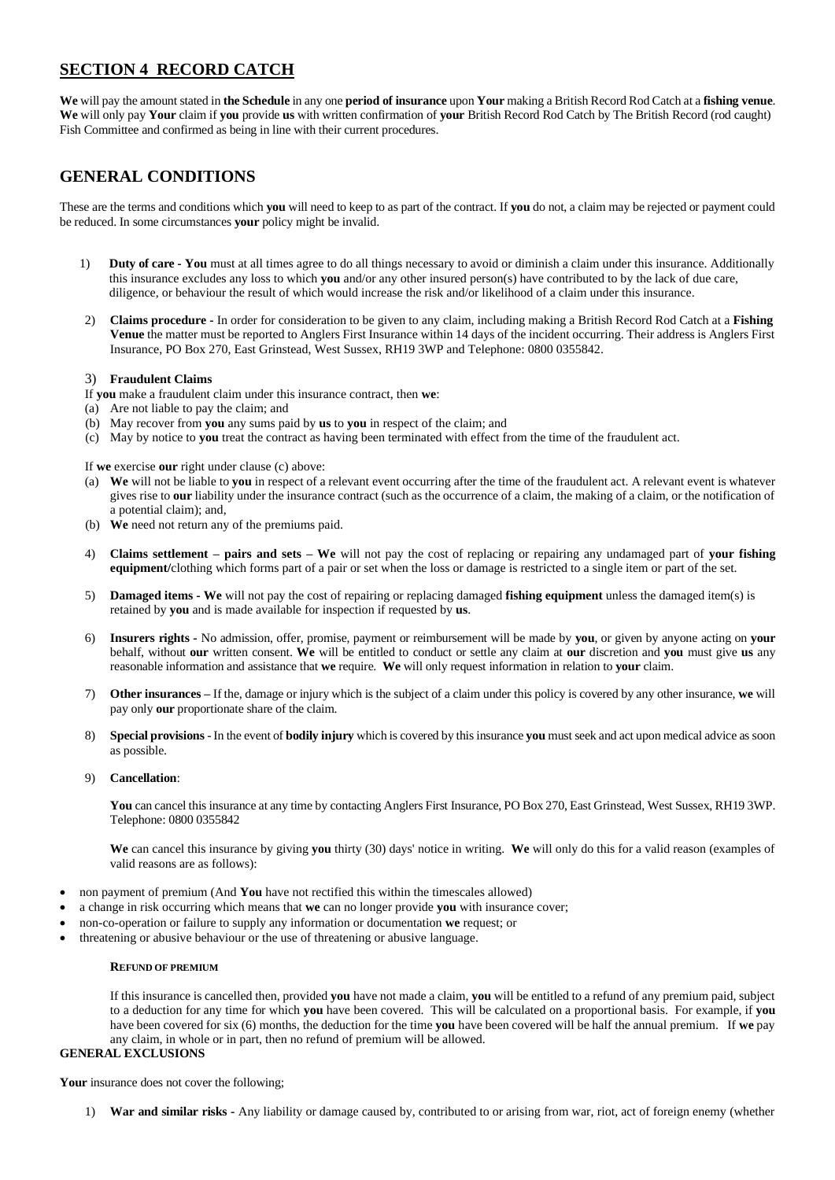## SECTION 4 RECORD CATCH

**We** will pay the amount stated in **the Schedule** in any one **period of insurance** upon **Your** making a British Record Rod Catch at a **fishing venue**. **We** will only pay **Your** claim if **you** provide **us** with written confirmation of **your** British Record Rod Catch by The British Record (rod caught) Fish Committee and confirmed as being in line with their current procedures.

## GENERAL CONDITIONS

These are the terms and conditions which **you** will need to keep to as part of the contract. If **you** do not, a claim may be rejected or payment could be reduced. In some circumstances **your** policy might be invalid.

1) **Duty of care - You** must at all times agree to do all things necessary to avoid or diminish a claim under this insurance. Additionally this insurance excludes any loss to which **you** and/or any other insured person(s) have contributed to by the lack of due care, diligence, or behaviour the result of which would increase the risk and/or likelihood of a claim under this insurance.

2) **Claims procedure -** In order for consideration to be given to any claim, including making a British Record Rod Catch at a **Fishing Venue** the matter must be reported to Anglers First Insurance within 14 days of the incident occurring. Their address is Anglers First Insurance, PO Box 270, East Grinstead, West Sussex, RH19 3WP and Telephone: 0800 0355842.

3) **Fraudulent Claims**

If **you** make a fraudulent claim under this insurance contract, then **we**:

(a) Are not liable to pay the claim; and
(b) May recover from **you** any sums paid by **us** to **you** in respect of the claim; and
(c) May by notice to **you** treat the contract as having been terminated with effect from the time of the fraudulent act.

If **we** exercise **our** right under clause (c) above:

(a) **We** will not be liable to **you** in respect of a relevant event occurring after the time of the fraudulent act. A relevant event is whatever gives rise to **our** liability under the insurance contract (such as the occurrence of a claim, the making of a claim, or the notification of a potential claim); and,
(b) **We** need not return any of the premiums paid.

4) **Claims settlement – pairs and sets – We** will not pay the cost of replacing or repairing any undamaged part of **your fishing equipment/**clothing which forms part of a pair or set when the loss or damage is restricted to a single item or part of the set.

5) **Damaged items - We** will not pay the cost of repairing or replacing damaged **fishing equipment** unless the damaged item(s) is retained by **you** and is made available for inspection if requested by **us**.

6) **Insurers rights -** No admission, offer, promise, payment or reimbursement will be made by **you**, or given by anyone acting on **your** behalf, without **our** written consent. **We** will be entitled to conduct or settle any claim at **our** discretion and **you** must give **us** any reasonable information and assistance that **we** require. **We** will only request information in relation to **your** claim.

7) **Other insurances –** If the, damage or injury which is the subject of a claim under this policy is covered by any other insurance, **we** will pay only **our** proportionate share of the claim.

8) **Special provisions** - In the event of **bodily injury** which is covered by this insurance **you** must seek and act upon medical advice as soon as possible.

9) **Cancellation**:

**You** can cancel this insurance at any time by contacting Anglers First Insurance, PO Box 270, East Grinstead, West Sussex, RH19 3WP. Telephone: 0800 0355842

**We** can cancel this insurance by giving **you** thirty (30) days' notice in writing. **We** will only do this for a valid reason (examples of valid reasons are as follows):

- non payment of premium (And **You** have not rectified this within the timescales allowed)
- a change in risk occurring which means that **we** can no longer provide **you** with insurance cover;
- non-co-operation or failure to supply any information or documentation **we** request; or
- threatening or abusive behaviour or the use of threatening or abusive language.

**REFUND OF PREMIUM**

If this insurance is cancelled then, provided **you** have not made a claim, **you** will be entitled to a refund of any premium paid, subject to a deduction for any time for which **you** have been covered. This will be calculated on a proportional basis. For example, if **you** have been covered for six (6) months, the deduction for the time **you** have been covered will be half the annual premium. If **we** pay any claim, in whole or in part, then no refund of premium will be allowed.

**GENERAL EXCLUSIONS**

**Your** insurance does not cover the following;

1) **War and similar risks -** Any liability or damage caused by, contributed to or arising from war, riot, act of foreign enemy (whether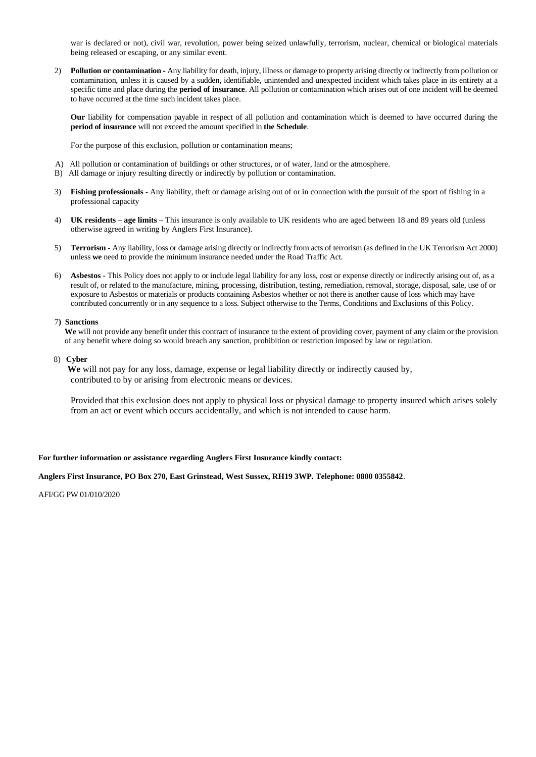war is declared or not), civil war, revolution, power being seized unlawfully, terrorism, nuclear, chemical or biological materials being released or escaping, or any similar event.

2) **Pollution or contamination -** Any liability for death, injury, illness or damage to property arising directly or indirectly from pollution or contamination, unless it is caused by a sudden, identifiable, unintended and unexpected incident which takes place in its entirety at a specific time and place during the **period of insurance**. All pollution or contamination which arises out of one incident will be deemed to have occurred at the time such incident takes place.

   **Our** liability for compensation payable in respect of all pollution and contamination which is deemed to have occurred during the **period of insurance** will not exceed the amount specified in **the Schedule**.

   For the purpose of this exclusion, pollution or contamination means;

   A) All pollution or contamination of buildings or other structures, or of water, land or the atmosphere.
   B) All damage or injury resulting directly or indirectly by pollution or contamination.

3) **Fishing professionals -** Any liability, theft or damage arising out of or in connection with the pursuit of the sport of fishing in a professional capacity

4) **UK residents – age limits –** This insurance is only available to UK residents who are aged between 18 and 89 years old (unless otherwise agreed in writing by Anglers First Insurance).

5) **Terrorism -** Any liability, loss or damage arising directly or indirectly from acts of terrorism (as defined in the UK Terrorism Act 2000) unless **we** need to provide the minimum insurance needed under the Road Traffic Act.

6) **Asbestos** - This Policy does not apply to or include legal liability for any loss, cost or expense directly or indirectly arising out of, as a result of, or related to the manufacture, mining, processing, distribution, testing, remediation, removal, storage, disposal, sale, use of or exposure to Asbestos or materials or products containing Asbestos whether or not there is another cause of loss which may have contributed concurrently or in any sequence to a loss. Subject otherwise to the Terms, Conditions and Exclusions of this Policy.

7) **Sanctions**

   **We** will not provide any benefit under this contract of insurance to the extent of providing cover, payment of any claim or the provision of any benefit where doing so would breach any sanction, prohibition or restriction imposed by law or regulation.

8) **Cyber**

   **We** will not pay for any loss, damage, expense or legal liability directly or indirectly caused by, contributed to by or arising from electronic means or devices.

   Provided that this exclusion does not apply to physical loss or physical damage to property insured which arises solely from an act or event which occurs accidentally, and which is not intended to cause harm.

**For further information or assistance regarding Anglers First Insurance kindly contact:**

**Anglers First Insurance, PO Box 270, East Grinstead, West Sussex, RH19 3WP. Telephone: 0800 0355842**.

AFI/GG PW 01/010/2020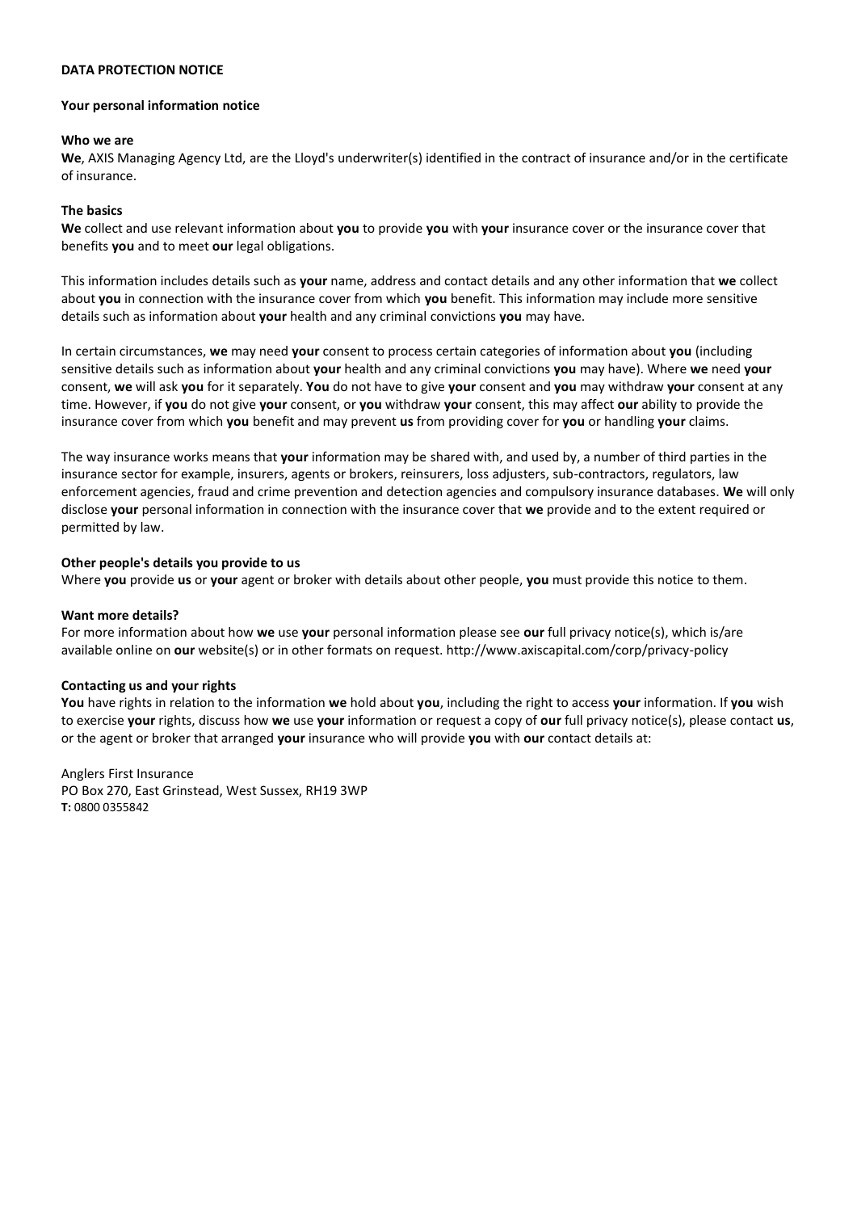# DATA PROTECTION NOTICE

## Your personal information notice

### Who we are

**We**, AXIS Managing Agency Ltd, are the Lloyd's underwriter(s) identified in the contract of insurance and/or in the certificate of insurance.

### The basics

**We** collect and use relevant information about **you** to provide **you** with **your** insurance cover or the insurance cover that benefits **you** and to meet **our** legal obligations.

This information includes details such as **your** name, address and contact details and any other information that **we** collect about **you** in connection with the insurance cover from which **you** benefit. This information may include more sensitive details such as information about **your** health and any criminal convictions **you** may have.

In certain circumstances, **we** may need **your** consent to process certain categories of information about **you** (including sensitive details such as information about **your** health and any criminal convictions **you** may have). Where **we** need **your** consent, **we** will ask **you** for it separately. **You** do not have to give **your** consent and **you** may withdraw **your** consent at any time. However, if **you** do not give **your** consent, or **you** withdraw **your** consent, this may affect **our** ability to provide the insurance cover from which **you** benefit and may prevent **us** from providing cover for **you** or handling **your** claims.

The way insurance works means that **your** information may be shared with, and used by, a number of third parties in the insurance sector for example, insurers, agents or brokers, reinsurers, loss adjusters, sub-contractors, regulators, law enforcement agencies, fraud and crime prevention and detection agencies and compulsory insurance databases. **We** will only disclose **your** personal information in connection with the insurance cover that **we** provide and to the extent required or permitted by law.

### Other people's details you provide to us

Where **you** provide **us** or **your** agent or broker with details about other people, **you** must provide this notice to them.

### Want more details?

For more information about how **we** use **your** personal information please see **our** full privacy notice(s), which is/are available online on **our** website(s) or in other formats on request. http://www.axiscapital.com/corp/privacy-policy

### Contacting us and your rights

**You** have rights in relation to the information **we** hold about **you**, including the right to access **your** information. If **you** wish to exercise **your** rights, discuss how **we** use **your** information or request a copy of **our** full privacy notice(s), please contact **us**, or the agent or broker that arranged **your** insurance who will provide **you** with **our** contact details at:

Anglers First Insurance
PO Box 270, East Grinstead, West Sussex, RH19 3WP
**T:** 0800 0355842